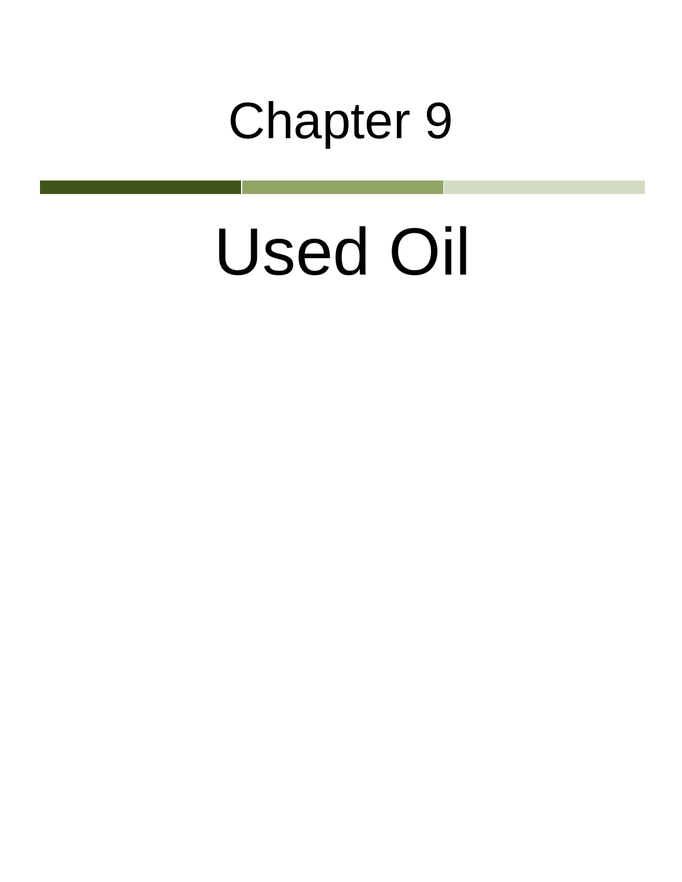# Chapter 9

# Used Oil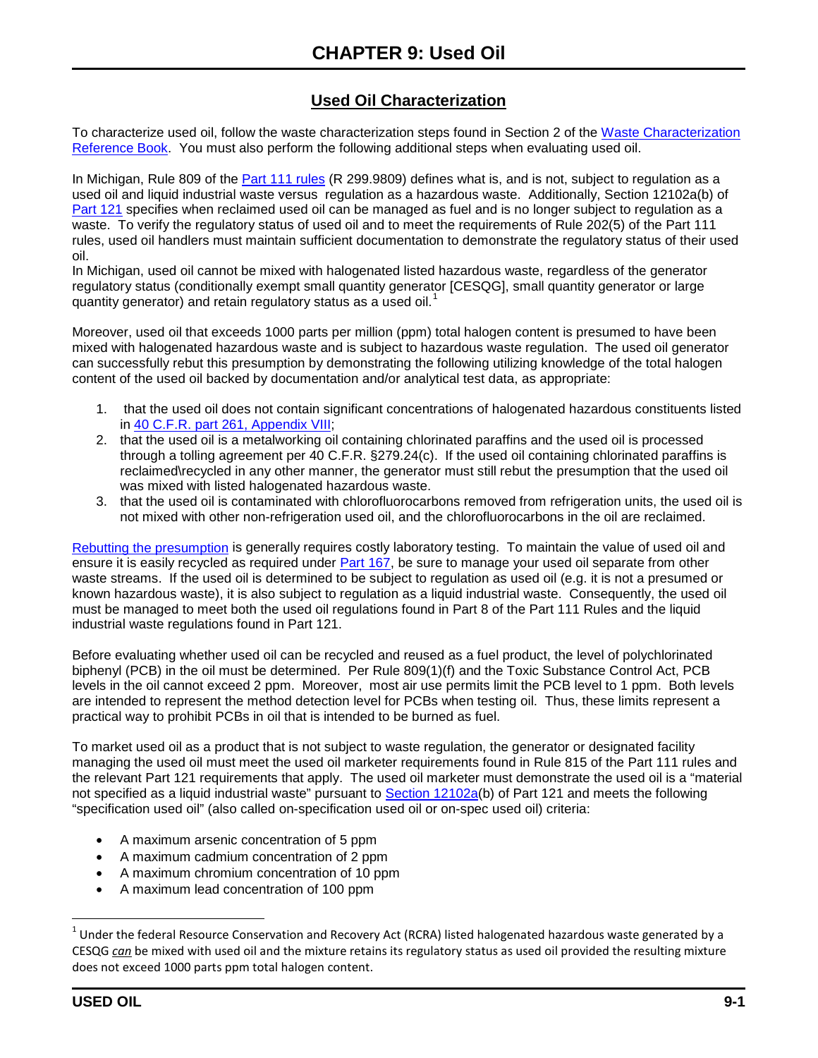# CHAPTER 9: Used Oil

## Used Oil Characterization

To characterize used oil, follow the waste characterization steps found in Section 2 of the [Waste Characterization Reference Book](). You must also perform the following additional steps when evaluating used oil.

In Michigan, Rule 809 of the [Part 111 rules]() (R 299.9809) defines what is, and is not, subject to regulation as a used oil and liquid industrial waste versus regulation as a hazardous waste. Additionally, Section 12102a(b) of [Part 121]() specifies when reclaimed used oil can be managed as fuel and is no longer subject to regulation as a waste. To verify the regulatory status of used oil and to meet the requirements of Rule 202(5) of the Part 111 rules, used oil handlers must maintain sufficient documentation to demonstrate the regulatory status of their used oil.

In Michigan, used oil cannot be mixed with halogenated listed hazardous waste, regardless of the generator regulatory status (conditionally exempt small quantity generator [CESQG], small quantity generator or large quantity generator) and retain regulatory status as a used oil.[1]

Moreover, used oil that exceeds 1000 parts per million (ppm) total halogen content is presumed to have been mixed with halogenated hazardous waste and is subject to hazardous waste regulation. The used oil generator can successfully rebut this presumption by demonstrating the following utilizing knowledge of the total halogen content of the used oil backed by documentation and/or analytical test data, as appropriate:

1. that the used oil does not contain significant concentrations of halogenated hazardous constituents listed in [40 C.F.R. part 261, Appendix VIII]();
2. that the used oil is a metalworking oil containing chlorinated paraffins and the used oil is processed through a tolling agreement per 40 C.F.R. §279.24(c). If the used oil containing chlorinated paraffins is reclaimed\recycled in any other manner, the generator must still rebut the presumption that the used oil was mixed with listed halogenated hazardous waste.
3. that the used oil is contaminated with chlorofluorocarbons removed from refrigeration units, the used oil is not mixed with other non-refrigeration used oil, and the chlorofluorocarbons in the oil are reclaimed.

[Rebutting the presumption]() is generally requires costly laboratory testing. To maintain the value of used oil and ensure it is easily recycled as required under [Part 167](), be sure to manage your used oil separate from other waste streams. If the used oil is determined to be subject to regulation as used oil (e.g. it is not a presumed or known hazardous waste), it is also subject to regulation as a liquid industrial waste. Consequently, the used oil must be managed to meet both the used oil regulations found in Part 8 of the Part 111 Rules and the liquid industrial waste regulations found in Part 121.

Before evaluating whether used oil can be recycled and reused as a fuel product, the level of polychlorinated biphenyl (PCB) in the oil must be determined. Per Rule 809(1)(f) and the Toxic Substance Control Act, PCB levels in the oil cannot exceed 2 ppm. Moreover, most air use permits limit the PCB level to 1 ppm. Both levels are intended to represent the method detection level for PCBs when testing oil. Thus, these limits represent a practical way to prohibit PCBs in oil that is intended to be burned as fuel.

To market used oil as a product that is not subject to waste regulation, the generator or designated facility managing the used oil must meet the used oil marketer requirements found in Rule 815 of the Part 111 rules and the relevant Part 121 requirements that apply. The used oil marketer must demonstrate the used oil is a "material not specified as a liquid industrial waste" pursuant to [Section 12102a]()(b) of Part 121 and meets the following "specification used oil" (also called on-specification used oil or on-spec used oil) criteria:

- A maximum arsenic concentration of 5 ppm
- A maximum cadmium concentration of 2 ppm
- A maximum chromium concentration of 10 ppm
- A maximum lead concentration of 100 ppm

[1] Under the federal Resource Conservation and Recovery Act (RCRA) listed halogenated hazardous waste generated by a CESQG *can* be mixed with used oil and the mixture retains its regulatory status as used oil provided the resulting mixture does not exceed 1000 parts ppm total halogen content.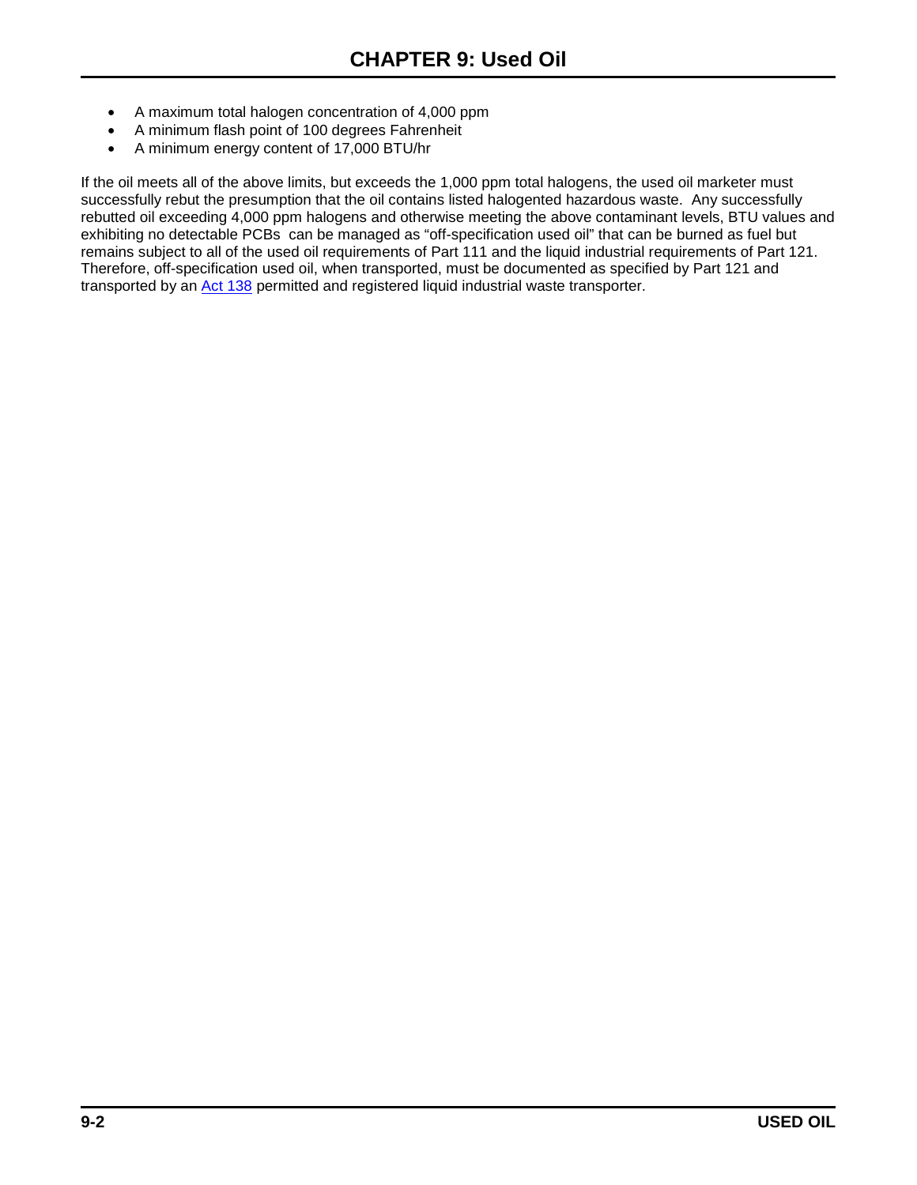- A maximum total halogen concentration of 4,000 ppm
- A minimum flash point of 100 degrees Fahrenheit
- A minimum energy content of 17,000 BTU/hr

If the oil meets all of the above limits, but exceeds the 1,000 ppm total halogens, the used oil marketer must successfully rebut the presumption that the oil contains listed halogented hazardous waste. Any successfully rebutted oil exceeding 4,000 ppm halogens and otherwise meeting the above contaminant levels, BTU values and exhibiting no detectable PCBs can be managed as "off-specification used oil" that can be burned as fuel but remains subject to all of the used oil requirements of Part 111 and the liquid industrial requirements of Part 121. Therefore, off-specification used oil, when transported, must be documented as specified by Part 121 and transported by an Act 138 permitted and registered liquid industrial waste transporter.